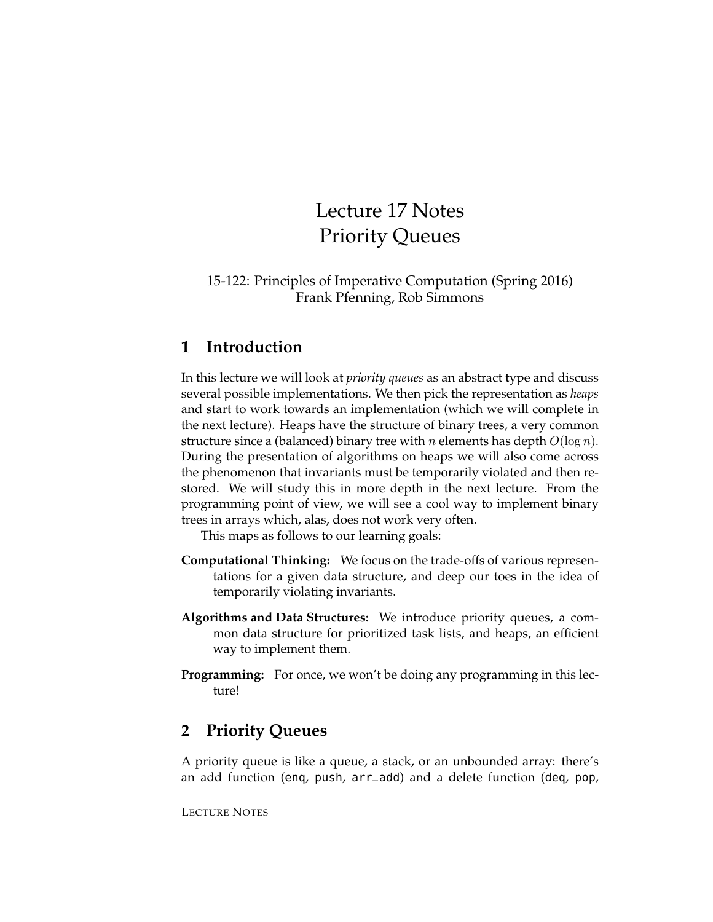# Lecture 17 Notes
# Priority Queues

15-122: Principles of Imperative Computation (Spring 2016)
Frank Pfenning, Rob Simmons

## 1 Introduction

In this lecture we will look at *priority queues* as an abstract type and discuss several possible implementations. We then pick the representation as *heaps* and start to work towards an implementation (which we will complete in the next lecture). Heaps have the structure of binary trees, a very common structure since a (balanced) binary tree with $n$ elements has depth $O(\log n)$. During the presentation of algorithms on heaps we will also come across the phenomenon that invariants must be temporarily violated and then restored. We will study this in more depth in the next lecture. From the programming point of view, we will see a cool way to implement binary trees in arrays which, alas, does not work very often.

This maps as follows to our learning goals:

**Computational Thinking:** We focus on the trade-offs of various representations for a given data structure, and deep our toes in the idea of temporarily violating invariants.

**Algorithms and Data Structures:** We introduce priority queues, a common data structure for prioritized task lists, and heaps, an efficient way to implement them.

**Programming:** For once, we won't be doing any programming in this lecture!

## 2 Priority Queues

A priority queue is like a queue, a stack, or an unbounded array: there's an add function (`enq`, `push`, `arr_add`) and a delete function (`deq`, `pop`,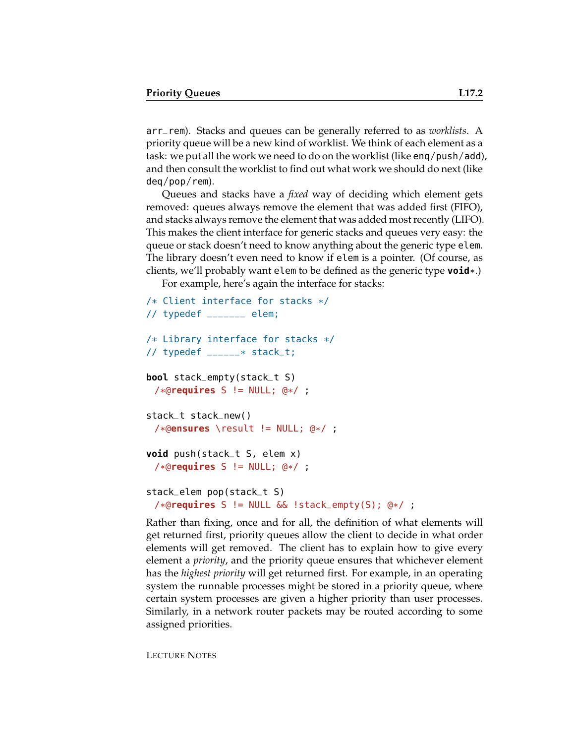arr_rem). Stacks and queues can be generally referred to as *worklists*. A priority queue will be a new kind of worklist. We think of each element as a task: we put all the work we need to do on the worklist (like enq/push/add), and then consult the worklist to find out what work we should do next (like deq/pop/rem).

Queues and stacks have a *fixed* way of deciding which element gets removed: queues always remove the element that was added first (FIFO), and stacks always remove the element that was added most recently (LIFO). This makes the client interface for generic stacks and queues very easy: the queue or stack doesn't need to know anything about the generic type elem. The library doesn't even need to know if elem is a pointer. (Of course, as clients, we'll probably want elem to be defined as the generic type **void***.)

For example, here's again the interface for stacks:

```
/* Client interface for stacks */
// typedef _______ elem;

/* Library interface for stacks */
// typedef ______* stack_t;

bool stack_empty(stack_t S)
  /*@requires S != NULL; @*/ ;

stack_t stack_new()
  /*@ensures \result != NULL; @*/ ;

void push(stack_t S, elem x)
  /*@requires S != NULL; @*/ ;

stack_elem pop(stack_t S)
  /*@requires S != NULL && !stack_empty(S); @*/ ;
```

Rather than fixing, once and for all, the definition of what elements will get returned first, priority queues allow the client to decide in what order elements will get removed. The client has to explain how to give every element a *priority*, and the priority queue ensures that whichever element has the *highest priority* will get returned first. For example, in an operating system the runnable processes might be stored in a priority queue, where certain system processes are given a higher priority than user processes. Similarly, in a network router packets may be routed according to some assigned priorities.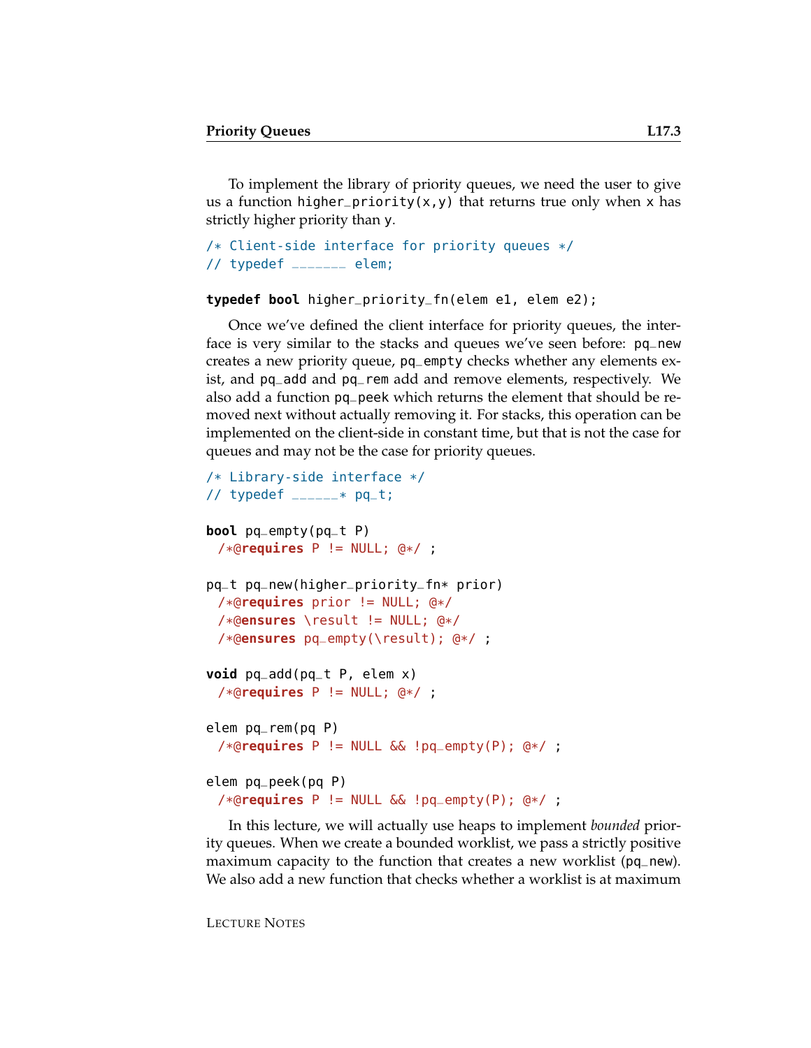To implement the library of priority queues, we need the user to give us a function `higher_priority(x,y)` that returns true only when `x` has strictly higher priority than `y`.

```
/* Client-side interface for priority queues */
// typedef _______ elem;

typedef bool higher_priority_fn(elem e1, elem e2);
```

Once we've defined the client interface for priority queues, the interface is very similar to the stacks and queues we've seen before: `pq_new` creates a new priority queue, `pq_empty` checks whether any elements exist, and `pq_add` and `pq_rem` add and remove elements, respectively. We also add a function `pq_peek` which returns the element that should be removed next without actually removing it. For stacks, this operation can be implemented on the client-side in constant time, but that is not the case for queues and may not be the case for priority queues.

```
/* Library-side interface */
// typedef ______* pq_t;

bool pq_empty(pq_t P)
  /*@requires P != NULL; @*/ ;

pq_t pq_new(higher_priority_fn* prior)
  /*@requires prior != NULL; @*/
  /*@ensures \result != NULL; @*/
  /*@ensures pq_empty(\result); @*/ ;

void pq_add(pq_t P, elem x)
  /*@requires P != NULL; @*/ ;

elem pq_rem(pq P)
  /*@requires P != NULL && !pq_empty(P); @*/ ;

elem pq_peek(pq P)
  /*@requires P != NULL && !pq_empty(P); @*/ ;
```

In this lecture, we will actually use heaps to implement *bounded* priority queues. When we create a bounded worklist, we pass a strictly positive maximum capacity to the function that creates a new worklist (`pq_new`). We also add a new function that checks whether a worklist is at maximum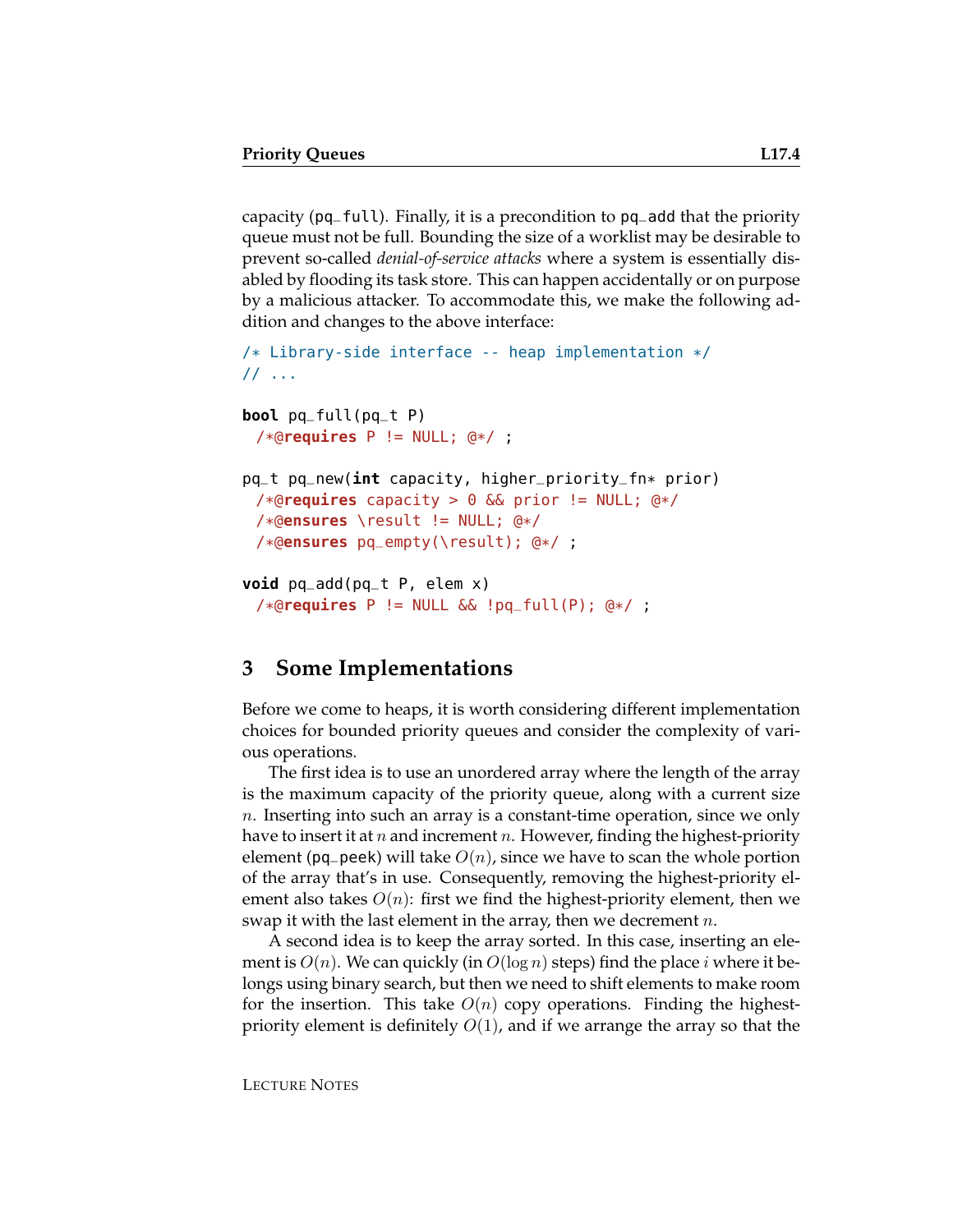capacity (`pq_full`). Finally, it is a precondition to `pq_add` that the priority queue must not be full. Bounding the size of a worklist may be desirable to prevent so-called *denial-of-service attacks* where a system is essentially disabled by flooding its task store. This can happen accidentally or on purpose by a malicious attacker. To accommodate this, we make the following addition and changes to the above interface:

```
/* Library-side interface -- heap implementation */
// ...

bool pq_full(pq_t P)
  /*@requires P != NULL; @*/ ;

pq_t pq_new(int capacity, higher_priority_fn* prior)
  /*@requires capacity > 0 && prior != NULL; @*/
  /*@ensures \result != NULL; @*/
  /*@ensures pq_empty(\result); @*/ ;

void pq_add(pq_t P, elem x)
  /*@requires P != NULL && !pq_full(P); @*/ ;
```

## 3 Some Implementations

Before we come to heaps, it is worth considering different implementation choices for bounded priority queues and consider the complexity of various operations.

The first idea is to use an unordered array where the length of the array is the maximum capacity of the priority queue, along with a current size $n$. Inserting into such an array is a constant-time operation, since we only have to insert it at $n$ and increment $n$. However, finding the highest-priority element (`pq_peek`) will take $O(n)$, since we have to scan the whole portion of the array that's in use. Consequently, removing the highest-priority element also takes $O(n)$: first we find the highest-priority element, then we swap it with the last element in the array, then we decrement $n$.

A second idea is to keep the array sorted. In this case, inserting an element is $O(n)$. We can quickly (in $O(\log n)$ steps) find the place $i$ where it belongs using binary search, but then we need to shift elements to make room for the insertion. This take $O(n)$ copy operations. Finding the highest-priority element is definitely $O(1)$, and if we arrange the array so that the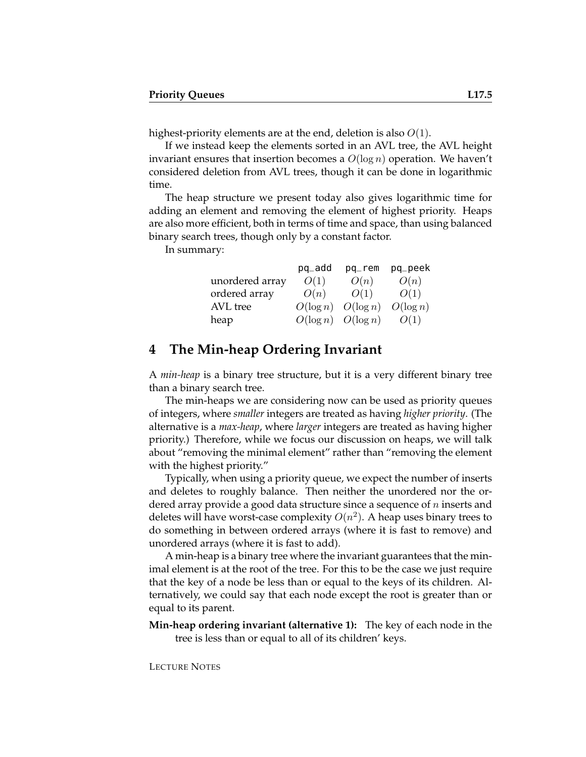highest-priority elements are at the end, deletion is also $O(1)$.

If we instead keep the elements sorted in an AVL tree, the AVL height invariant ensures that insertion becomes a $O(\log n)$ operation. We haven't considered deletion from AVL trees, though it can be done in logarithmic time.

The heap structure we present today also gives logarithmic time for adding an element and removing the element of highest priority. Heaps are also more efficient, both in terms of time and space, than using balanced binary search trees, though only by a constant factor.

In summary:

| | `pq_add` | `pq_rem` | `pq_peek` |
|---|---|---|---|
| unordered array | $O(1)$ | $O(n)$ | $O(n)$ |
| ordered array | $O(n)$ | $O(1)$ | $O(1)$ |
| AVL tree | $O(\log n)$ | $O(\log n)$ | $O(\log n)$ |
| heap | $O(\log n)$ | $O(\log n)$ | $O(1)$ |

## 4 The Min-heap Ordering Invariant

A *min-heap* is a binary tree structure, but it is a very different binary tree than a binary search tree.

The min-heaps we are considering now can be used as priority queues of integers, where *smaller* integers are treated as having *higher priority*. (The alternative is a *max-heap*, where *larger* integers are treated as having higher priority.) Therefore, while we focus our discussion on heaps, we will talk about "removing the minimal element" rather than "removing the element with the highest priority."

Typically, when using a priority queue, we expect the number of inserts and deletes to roughly balance. Then neither the unordered nor the ordered array provide a good data structure since a sequence of $n$ inserts and deletes will have worst-case complexity $O(n^2)$. A heap uses binary trees to do something in between ordered arrays (where it is fast to remove) and unordered arrays (where it is fast to add).

A min-heap is a binary tree where the invariant guarantees that the minimal element is at the root of the tree. For this to be the case we just require that the key of a node be less than or equal to the keys of its children. Alternatively, we could say that each node except the root is greater than or equal to its parent.

**Min-heap ordering invariant (alternative 1):** The key of each node in the tree is less than or equal to all of its children' keys.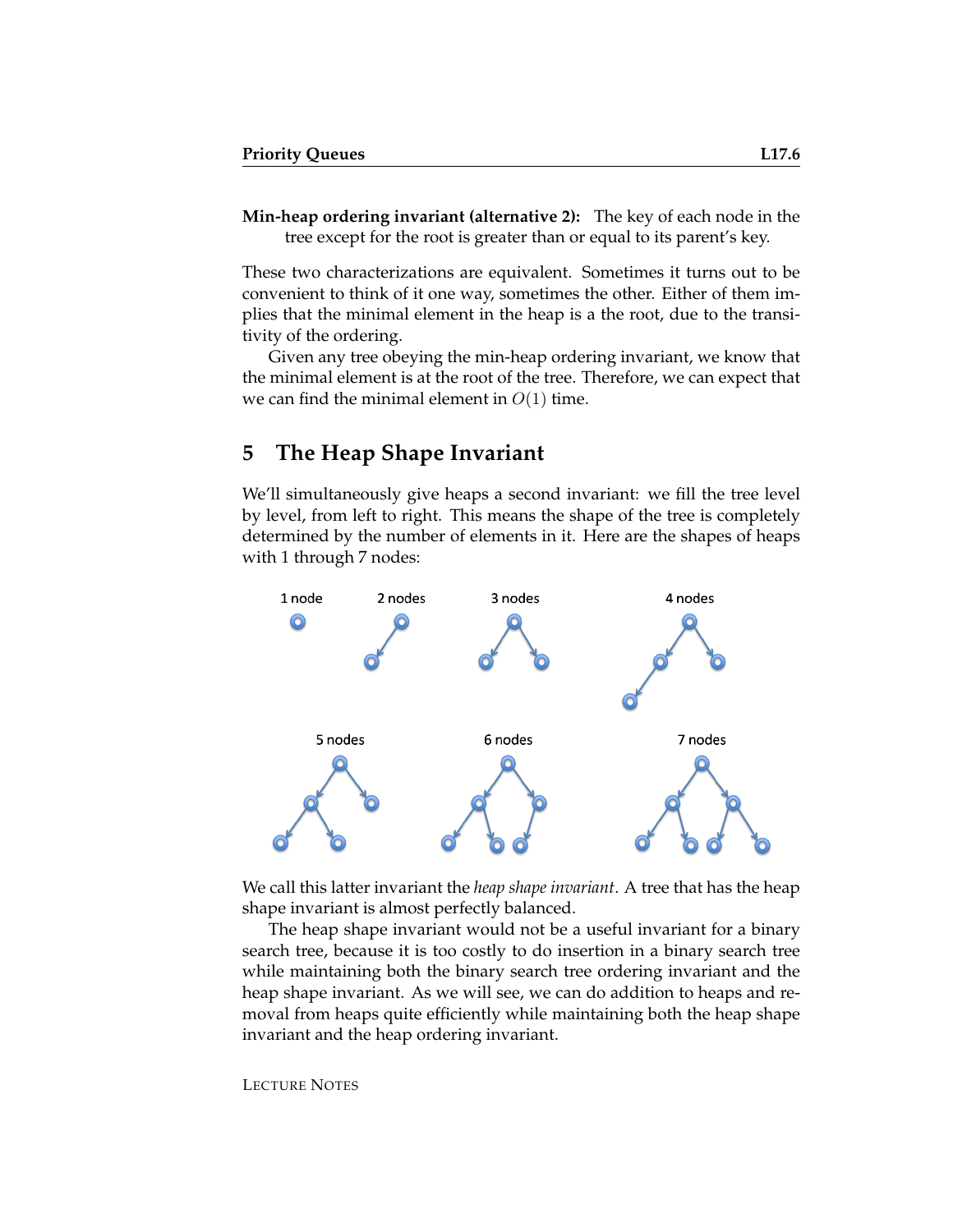**Min-heap ordering invariant (alternative 2):** The key of each node in the tree except for the root is greater than or equal to its parent's key.

These two characterizations are equivalent. Sometimes it turns out to be convenient to think of it one way, sometimes the other. Either of them implies that the minimal element in the heap is a the root, due to the transitivity of the ordering.

Given any tree obeying the min-heap ordering invariant, we know that the minimal element is at the root of the tree. Therefore, we can expect that we can find the minimal element in $O(1)$ time.

## 5 The Heap Shape Invariant

We'll simultaneously give heaps a second invariant: we fill the tree level by level, from left to right. This means the shape of the tree is completely determined by the number of elements in it. Here are the shapes of heaps with 1 through 7 nodes:

1 node, 2 nodes, 3 nodes, 4 nodes, 5 nodes, 6 nodes, 7 nodes

We call this latter invariant the *heap shape invariant*. A tree that has the heap shape invariant is almost perfectly balanced.

The heap shape invariant would not be a useful invariant for a binary search tree, because it is too costly to do insertion in a binary search tree while maintaining both the binary search tree ordering invariant and the heap shape invariant. As we will see, we can do addition to heaps and removal from heaps quite efficiently while maintaining both the heap shape invariant and the heap ordering invariant.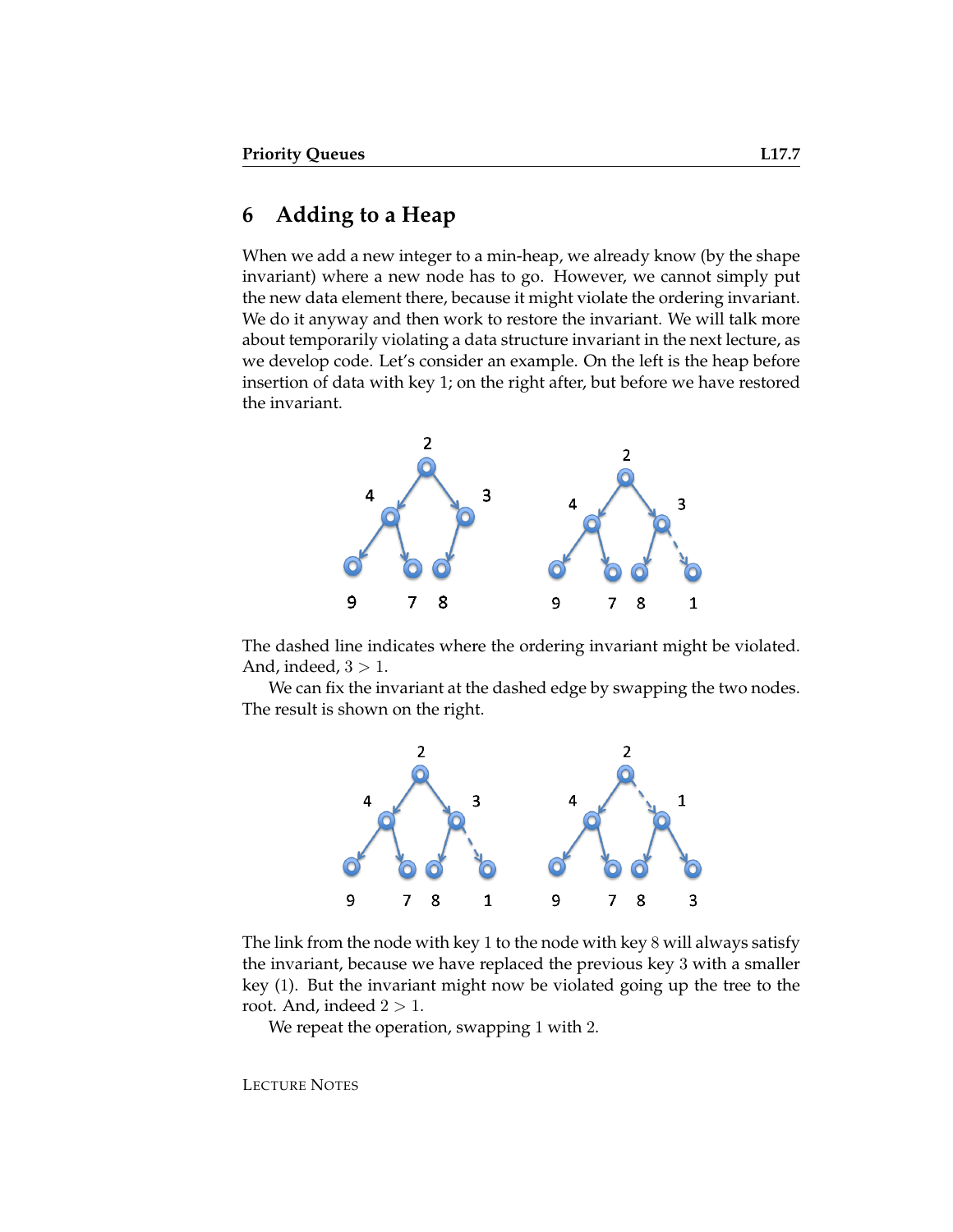## 6 Adding to a Heap

When we add a new integer to a min-heap, we already know (by the shape invariant) where a new node has to go. However, we cannot simply put the new data element there, because it might violate the ordering invariant. We do it anyway and then work to restore the invariant. We will talk more about temporarily violating a data structure invariant in the next lecture, as we develop code. Let's consider an example. On the left is the heap before insertion of data with key 1; on the right after, but before we have restored the invariant.

The dashed line indicates where the ordering invariant might be violated. And, indeed, $3 > 1$.

We can fix the invariant at the dashed edge by swapping the two nodes. The result is shown on the right.

The link from the node with key $1$ to the node with key $8$ will always satisfy the invariant, because we have replaced the previous key $3$ with a smaller key ($1$). But the invariant might now be violated going up the tree to the root. And, indeed $2 > 1$.

We repeat the operation, swapping $1$ with $2$.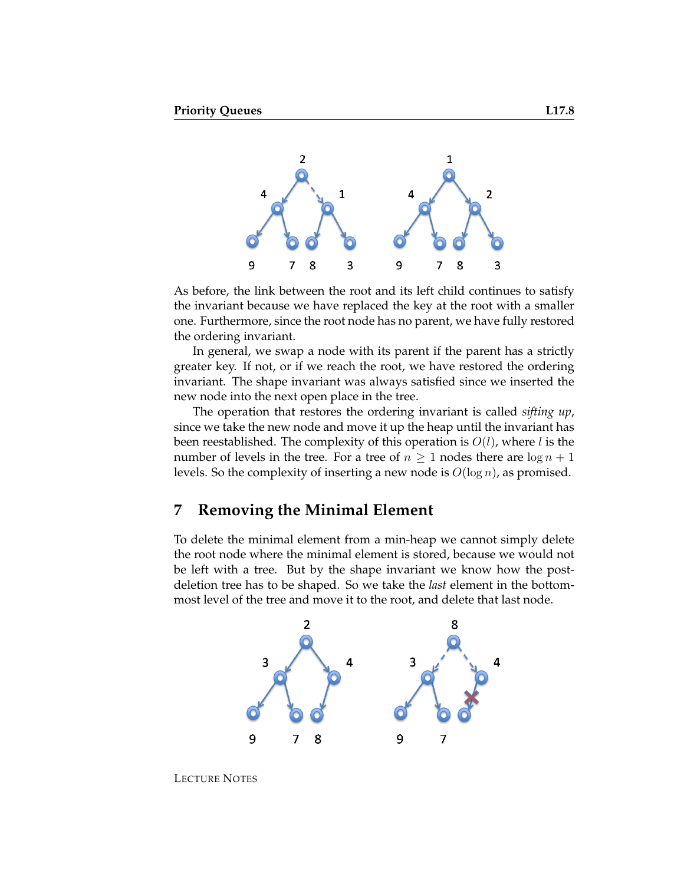As before, the link between the root and its left child continues to satisfy the invariant because we have replaced the key at the root with a smaller one. Furthermore, since the root node has no parent, we have fully restored the ordering invariant.

In general, we swap a node with its parent if the parent has a strictly greater key. If not, or if we reach the root, we have restored the ordering invariant. The shape invariant was always satisfied since we inserted the new node into the next open place in the tree.

The operation that restores the ordering invariant is called *sifting up*, since we take the new node and move it up the heap until the invariant has been reestablished. The complexity of this operation is $O(l)$, where $l$ is the number of levels in the tree. For a tree of $n \geq 1$ nodes there are $\log n + 1$ levels. So the complexity of inserting a new node is $O(\log n)$, as promised.

## 7 Removing the Minimal Element

To delete the minimal element from a min-heap we cannot simply delete the root node where the minimal element is stored, because we would not be left with a tree. But by the shape invariant we know how the post-deletion tree has to be shaped. So we take the *last* element in the bottom-most level of the tree and move it to the root, and delete that last node.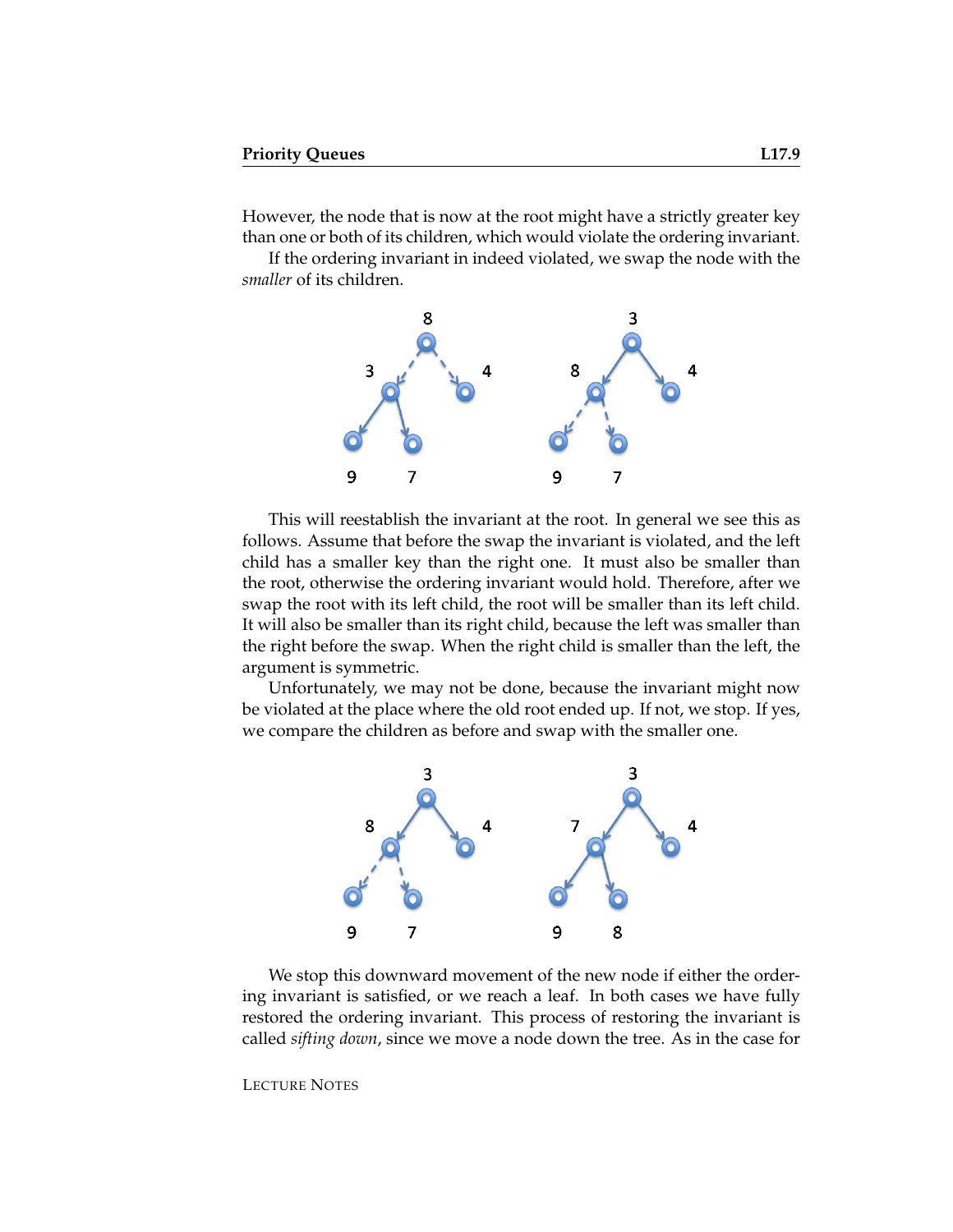However, the node that is now at the root might have a strictly greater key than one or both of its children, which would violate the ordering invariant.

If the ordering invariant in indeed violated, we swap the node with the *smaller* of its children.

This will reestablish the invariant at the root. In general we see this as follows. Assume that before the swap the invariant is violated, and the left child has a smaller key than the right one. It must also be smaller than the root, otherwise the ordering invariant would hold. Therefore, after we swap the root with its left child, the root will be smaller than its left child. It will also be smaller than its right child, because the left was smaller than the right before the swap. When the right child is smaller than the left, the argument is symmetric.

Unfortunately, we may not be done, because the invariant might now be violated at the place where the old root ended up. If not, we stop. If yes, we compare the children as before and swap with the smaller one.

We stop this downward movement of the new node if either the ordering invariant is satisfied, or we reach a leaf. In both cases we have fully restored the ordering invariant. This process of restoring the invariant is called *sifting down*, since we move a node down the tree. As in the case for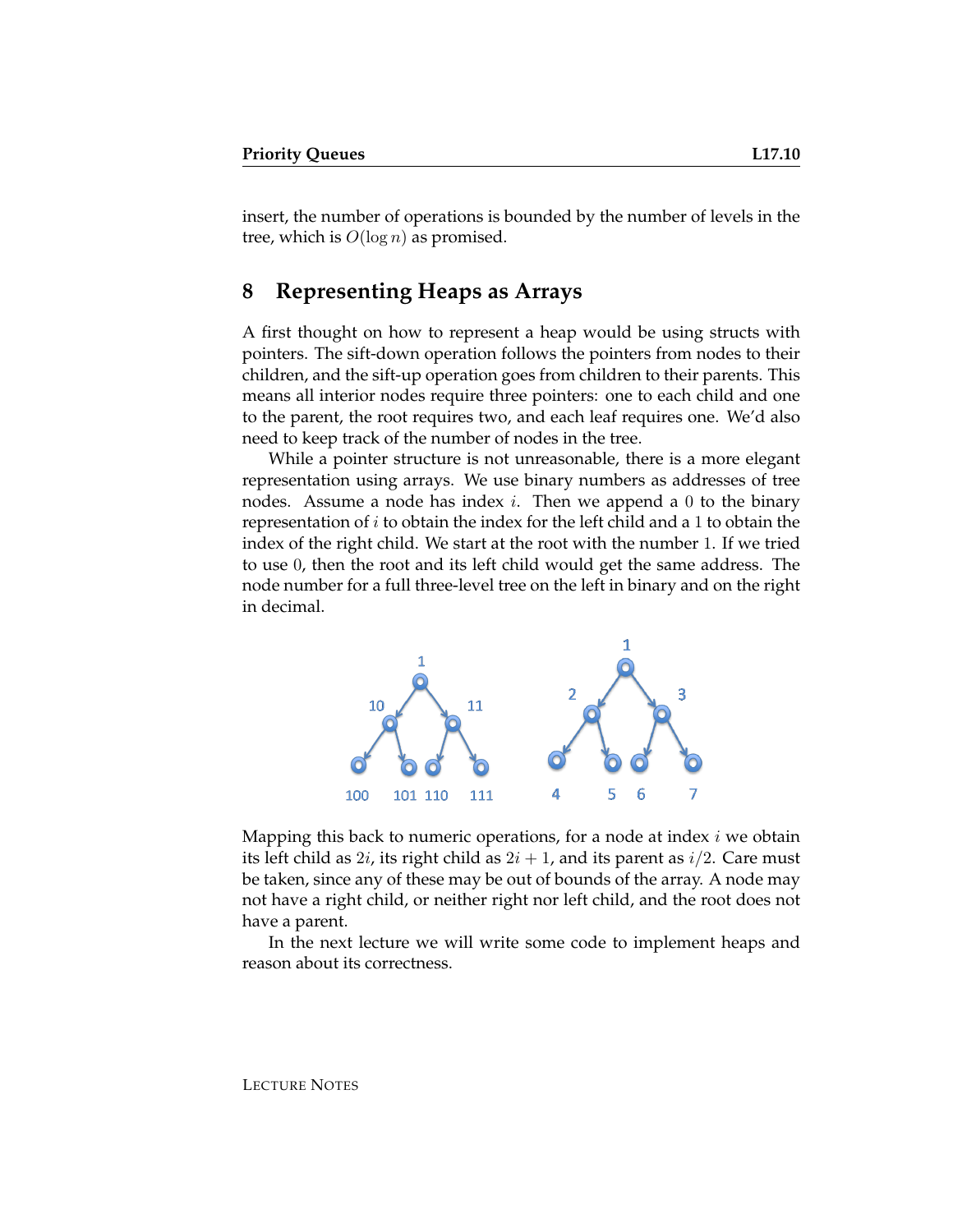insert, the number of operations is bounded by the number of levels in the tree, which is $O(\log n)$ as promised.

## 8 Representing Heaps as Arrays

A first thought on how to represent a heap would be using structs with pointers. The sift-down operation follows the pointers from nodes to their children, and the sift-up operation goes from children to their parents. This means all interior nodes require three pointers: one to each child and one to the parent, the root requires two, and each leaf requires one. We'd also need to keep track of the number of nodes in the tree.

While a pointer structure is not unreasonable, there is a more elegant representation using arrays. We use binary numbers as addresses of tree nodes. Assume a node has index $i$. Then we append a $0$ to the binary representation of $i$ to obtain the index for the left child and a $1$ to obtain the index of the right child. We start at the root with the number $1$. If we tried to use $0$, then the root and its left child would get the same address. The node number for a full three-level tree on the left in binary and on the right in decimal.

Mapping this back to numeric operations, for a node at index $i$ we obtain its left child as $2i$, its right child as $2i + 1$, and its parent as $i/2$. Care must be taken, since any of these may be out of bounds of the array. A node may not have a right child, or neither right nor left child, and the root does not have a parent.

In the next lecture we will write some code to implement heaps and reason about its correctness.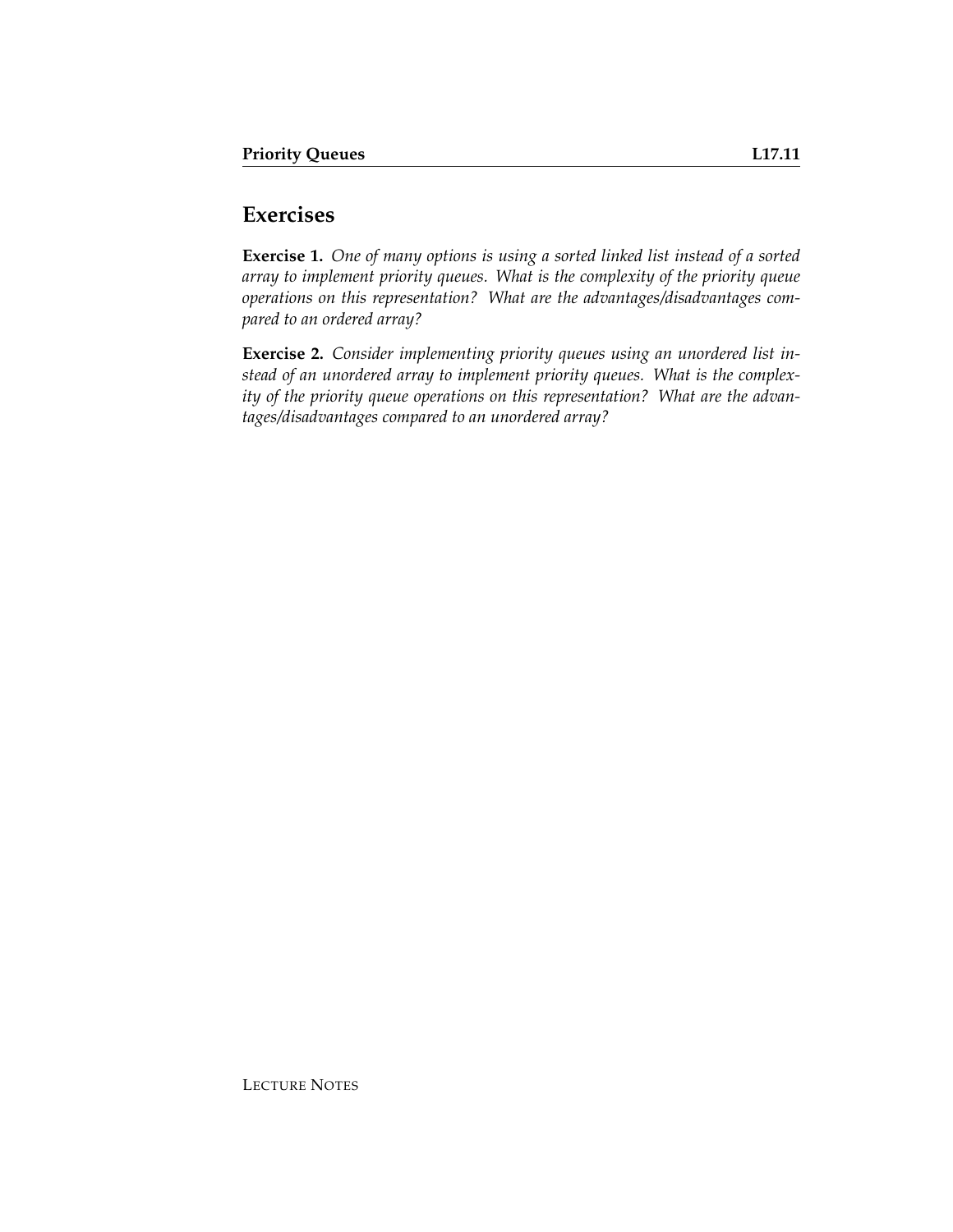## Exercises

**Exercise 1.** *One of many options is using a sorted linked list instead of a sorted array to implement priority queues. What is the complexity of the priority queue operations on this representation? What are the advantages/disadvantages compared to an ordered array?*

**Exercise 2.** *Consider implementing priority queues using an unordered list instead of an unordered array to implement priority queues. What is the complexity of the priority queue operations on this representation? What are the advantages/disadvantages compared to an unordered array?*